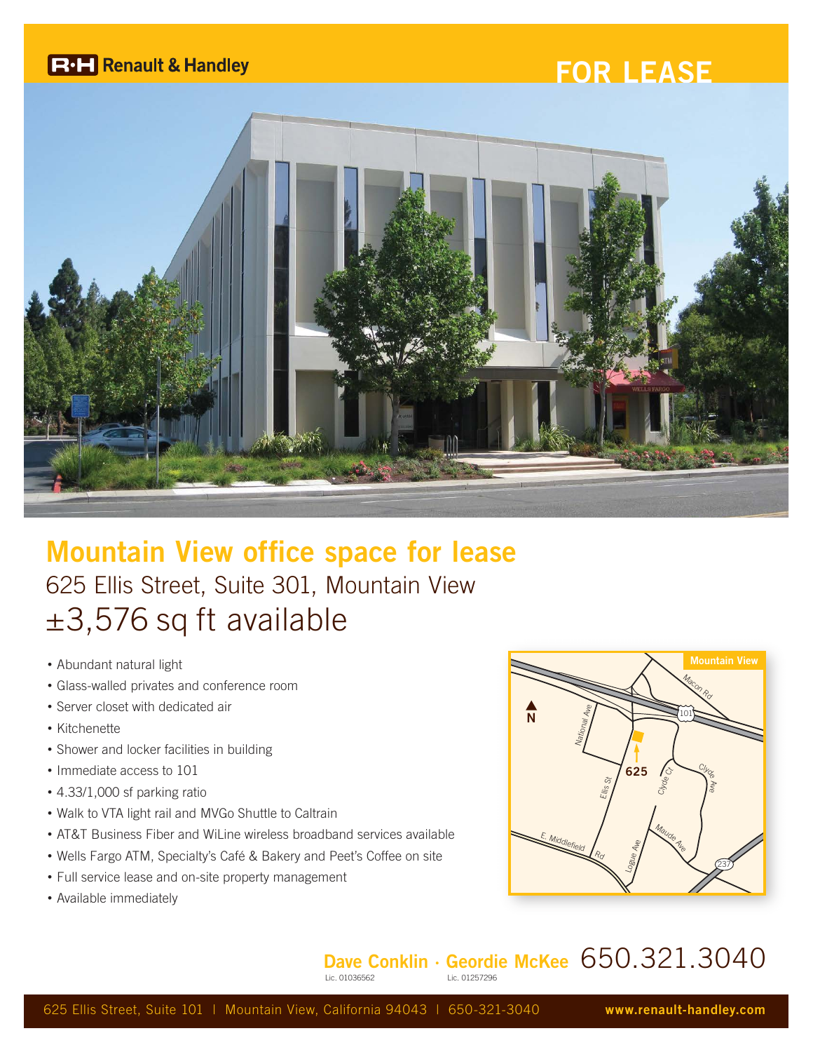Renault & Handley

# FOR LEASE

## Mountain View office space for lease

625 Ellis Street, Suite 301, Mountain View

±3,576 sq ft available

- Abundant natural light
- Glass-walled privates and conference room
- Server closet with dedicated air
- Kitchenette
- Shower and locker facilities in building
- Immediate access to 101
- 4.33/1,000 sf parking ratio
- Walk to VTA light rail and MVGo Shuttle to Caltrain
- AT&T Business Fiber and WiLine wireless broadband services available
- Wells Fargo ATM, Specialty's Café & Bakery and Peet's Coffee on site
- Full service lease and on-site property management
- Available immediately

Mountain View

N

Macon Rd, 101, National Ave, 625, Ellis St, Clyde Ct, Clyde Ave, E. Middlefield Rd, Logue Ave, Maude Ave, 237

**Dave Conklin · Geordie McKee** 650.321.3040

Lic. 01036562 Lic. 01257296

625 Ellis Street, Suite 101 | Mountain View, California 94043 | 650-321-3040 **www.renault-handley.com**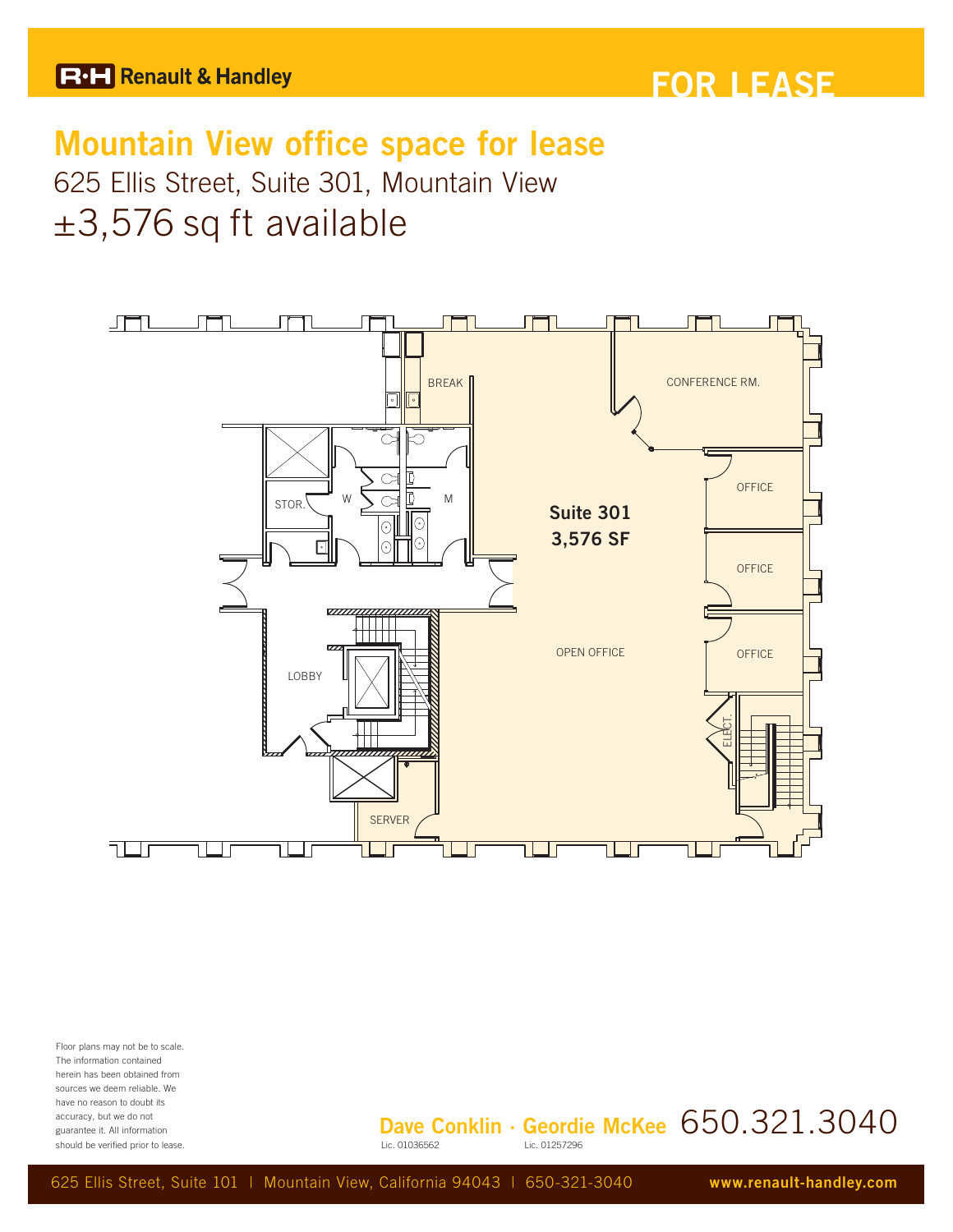R·H Renault & Handley

FOR LEASE

# Mountain View office space for lease

625 Ellis Street, Suite 301, Mountain View

±3,576 sq ft available

BREAK

CONFERENCE RM.

OFFICE

STOR.

W

M

Suite 301
3,576 SF

OFFICE

OPEN OFFICE

OFFICE

LOBBY

ELECT.

SERVER

Floor plans may not be to scale. The information contained herein has been obtained from sources we deem reliable. We have no reason to doubt its accuracy, but we do not guarantee it. All information should be verified prior to lease.

**Dave Conklin** · **Geordie McKee** 650.321.3040

Lic. 01036562 Lic. 01257296

625 Ellis Street, Suite 101 | Mountain View, California 94043 | 650-321-3040 **www.renault-handley.com**